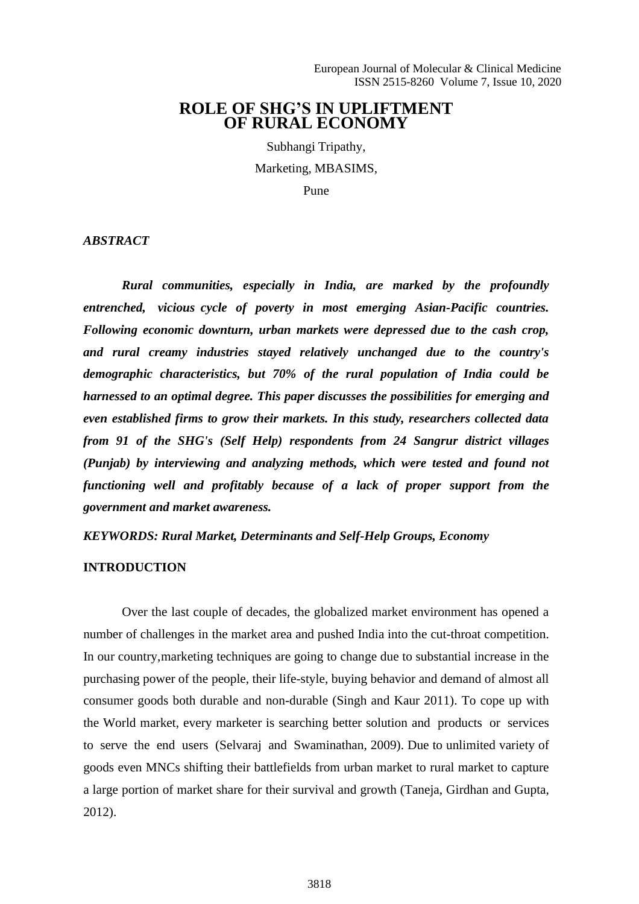# ROLE OF SHG'S IN UPLIFTMENT OF RURAL ECONOMY

Subhangi Tripathy,

Marketing, MBASIMS,

Pune

***ABSTRACT***

***Rural communities, especially in India, are marked by the profoundly entrenched, vicious cycle of poverty in most emerging Asian-Pacific countries. Following economic downturn, urban markets were depressed due to the cash crop, and rural creamy industries stayed relatively unchanged due to the country's demographic characteristics, but 70% of the rural population of India could be harnessed to an optimal degree. This paper discusses the possibilities for emerging and even established firms to grow their markets. In this study, researchers collected data from 91 of the SHG's (Self Help) respondents from 24 Sangrur district villages (Punjab) by interviewing and analyzing methods, which were tested and found not functioning well and profitably because of a lack of proper support from the government and market awareness.***

***KEYWORDS: Rural Market, Determinants and Self-Help Groups, Economy***

## INTRODUCTION

Over the last couple of decades, the globalized market environment has opened a number of challenges in the market area and pushed India into the cut-throat competition. In our country,marketing techniques are going to change due to substantial increase in the purchasing power of the people, their life-style, buying behavior and demand of almost all consumer goods both durable and non-durable (Singh and Kaur 2011). To cope up with the World market, every marketer is searching better solution and products or services to serve the end users (Selvaraj and Swaminathan, 2009). Due to unlimited variety of goods even MNCs shifting their battlefields from urban market to rural market to capture a large portion of market share for their survival and growth (Taneja, Girdhan and Gupta, 2012).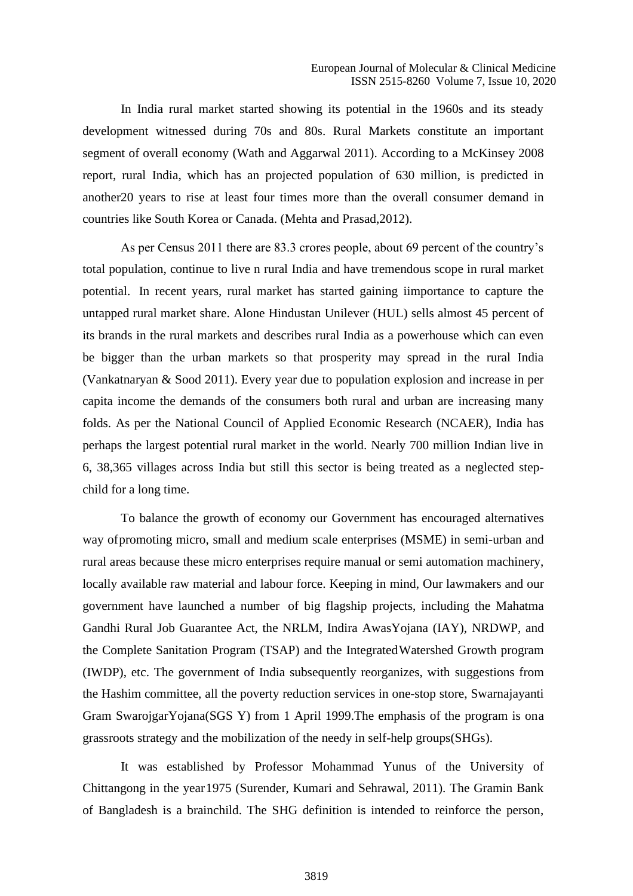In India rural market started showing its potential in the 1960s and its steady development witnessed during 70s and 80s. Rural Markets constitute an important segment of overall economy (Wath and Aggarwal 2011). According to a McKinsey 2008 report, rural India, which has an projected population of 630 million, is predicted in another20 years to rise at least four times more than the overall consumer demand in countries like South Korea or Canada. (Mehta and Prasad,2012).

As per Census 2011 there are 83.3 crores people, about 69 percent of the country's total population, continue to live n rural India and have tremendous scope in rural market potential. In recent years, rural market has started gaining iimportance to capture the untapped rural market share. Alone Hindustan Unilever (HUL) sells almost 45 percent of its brands in the rural markets and describes rural India as a powerhouse which can even be bigger than the urban markets so that prosperity may spread in the rural India (Vankatnaryan & Sood 2011). Every year due to population explosion and increase in per capita income the demands of the consumers both rural and urban are increasing many folds. As per the National Council of Applied Economic Research (NCAER), India has perhaps the largest potential rural market in the world. Nearly 700 million Indian live in 6, 38,365 villages across India but still this sector is being treated as a neglected step-child for a long time.

To balance the growth of economy our Government has encouraged alternatives way ofpromoting micro, small and medium scale enterprises (MSME) in semi-urban and rural areas because these micro enterprises require manual or semi automation machinery, locally available raw material and labour force. Keeping in mind, Our lawmakers and our government have launched a number of big flagship projects, including the Mahatma Gandhi Rural Job Guarantee Act, the NRLM, Indira AwasYojana (IAY), NRDWP, and the Complete Sanitation Program (TSAP) and the IntegratedWatershed Growth program (IWDP), etc. The government of India subsequently reorganizes, with suggestions from the Hashim committee, all the poverty reduction services in one-stop store, Swarnajayanti Gram SwarojgarYojana(SGS Y) from 1 April 1999.The emphasis of the program is ona grassroots strategy and the mobilization of the needy in self-help groups(SHGs).

It was established by Professor Mohammad Yunus of the University of Chittangong in the year1975 (Surender, Kumari and Sehrawal, 2011). The Gramin Bank of Bangladesh is a brainchild. The SHG definition is intended to reinforce the person,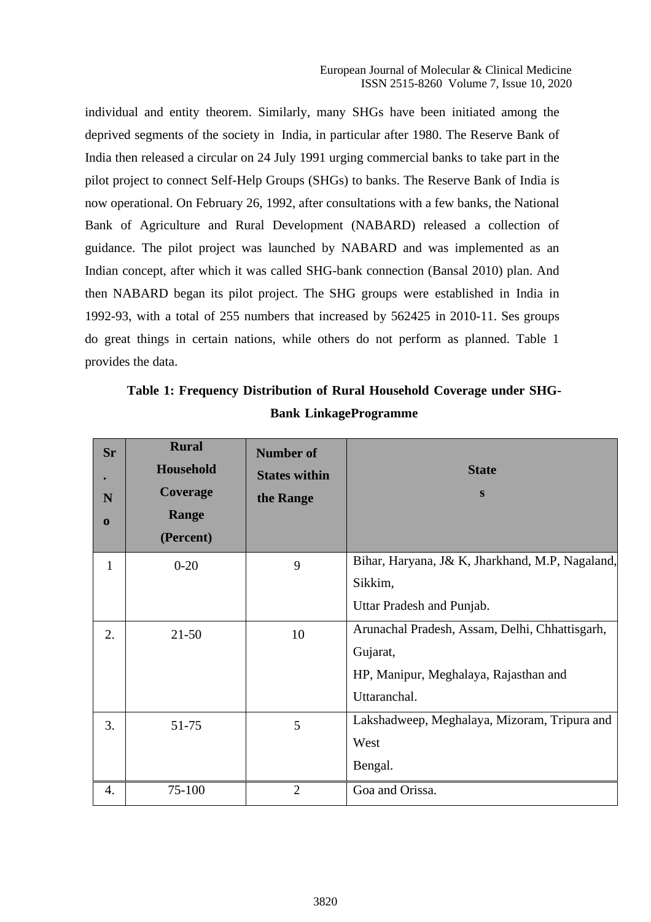individual and entity theorem. Similarly, many SHGs have been initiated among the deprived segments of the society in India, in particular after 1980. The Reserve Bank of India then released a circular on 24 July 1991 urging commercial banks to take part in the pilot project to connect Self-Help Groups (SHGs) to banks. The Reserve Bank of India is now operational. On February 26, 1992, after consultations with a few banks, the National Bank of Agriculture and Rural Development (NABARD) released a collection of guidance. The pilot project was launched by NABARD and was implemented as an Indian concept, after which it was called SHG-bank connection (Bansal 2010) plan. And then NABARD began its pilot project. The SHG groups were established in India in 1992-93, with a total of 255 numbers that increased by 562425 in 2010-11. Ses groups do great things in certain nations, while others do not perform as planned. Table 1 provides the data.

**Table 1: Frequency Distribution of Rural Household Coverage under SHG-Bank LinkageProgramme**

| Sr. No | Rural Household Coverage Range (Percent) | Number of States within the Range | States |
|---|---|---|---|
| 1 | 0-20 | 9 | Bihar, Haryana, J& K, Jharkhand, M.P, Nagaland, Sikkim, Uttar Pradesh and Punjab. |
| 2. | 21-50 | 10 | Arunachal Pradesh, Assam, Delhi, Chhattisgarh, Gujarat, HP, Manipur, Meghalaya, Rajasthan and Uttaranchal. |
| 3. | 51-75 | 5 | Lakshadweep, Meghalaya, Mizoram, Tripura and West Bengal. |
| 4. | 75-100 | 2 | Goa and Orissa. |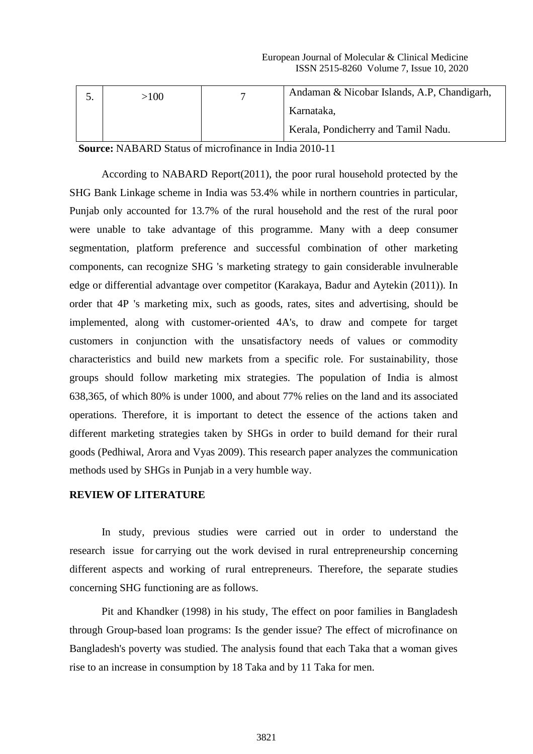| 5. | >100 | 7 | Andaman & Nicobar Islands, A.P, Chandigarh, Karnataka, Kerala, Pondicherry and Tamil Nadu. |
|---|---|---|---|

**Source:** NABARD Status of microfinance in India 2010-11

According to NABARD Report(2011), the poor rural household protected by the SHG Bank Linkage scheme in India was 53.4% while in northern countries in particular, Punjab only accounted for 13.7% of the rural household and the rest of the rural poor were unable to take advantage of this programme. Many with a deep consumer segmentation, platform preference and successful combination of other marketing components, can recognize SHG 's marketing strategy to gain considerable invulnerable edge or differential advantage over competitor (Karakaya, Badur and Aytekin (2011)). In order that 4P 's marketing mix, such as goods, rates, sites and advertising, should be implemented, along with customer-oriented 4A's, to draw and compete for target customers in conjunction with the unsatisfactory needs of values or commodity characteristics and build new markets from a specific role. For sustainability, those groups should follow marketing mix strategies. The population of India is almost 638,365, of which 80% is under 1000, and about 77% relies on the land and its associated operations. Therefore, it is important to detect the essence of the actions taken and different marketing strategies taken by SHGs in order to build demand for their rural goods (Pedhiwal, Arora and Vyas 2009). This research paper analyzes the communication methods used by SHGs in Punjab in a very humble way.

## REVIEW OF LITERATURE

In study, previous studies were carried out in order to understand the research issue for carrying out the work devised in rural entrepreneurship concerning different aspects and working of rural entrepreneurs. Therefore, the separate studies concerning SHG functioning are as follows.

Pit and Khandker (1998) in his study, The effect on poor families in Bangladesh through Group-based loan programs: Is the gender issue? The effect of microfinance on Bangladesh's poverty was studied. The analysis found that each Taka that a woman gives rise to an increase in consumption by 18 Taka and by 11 Taka for men.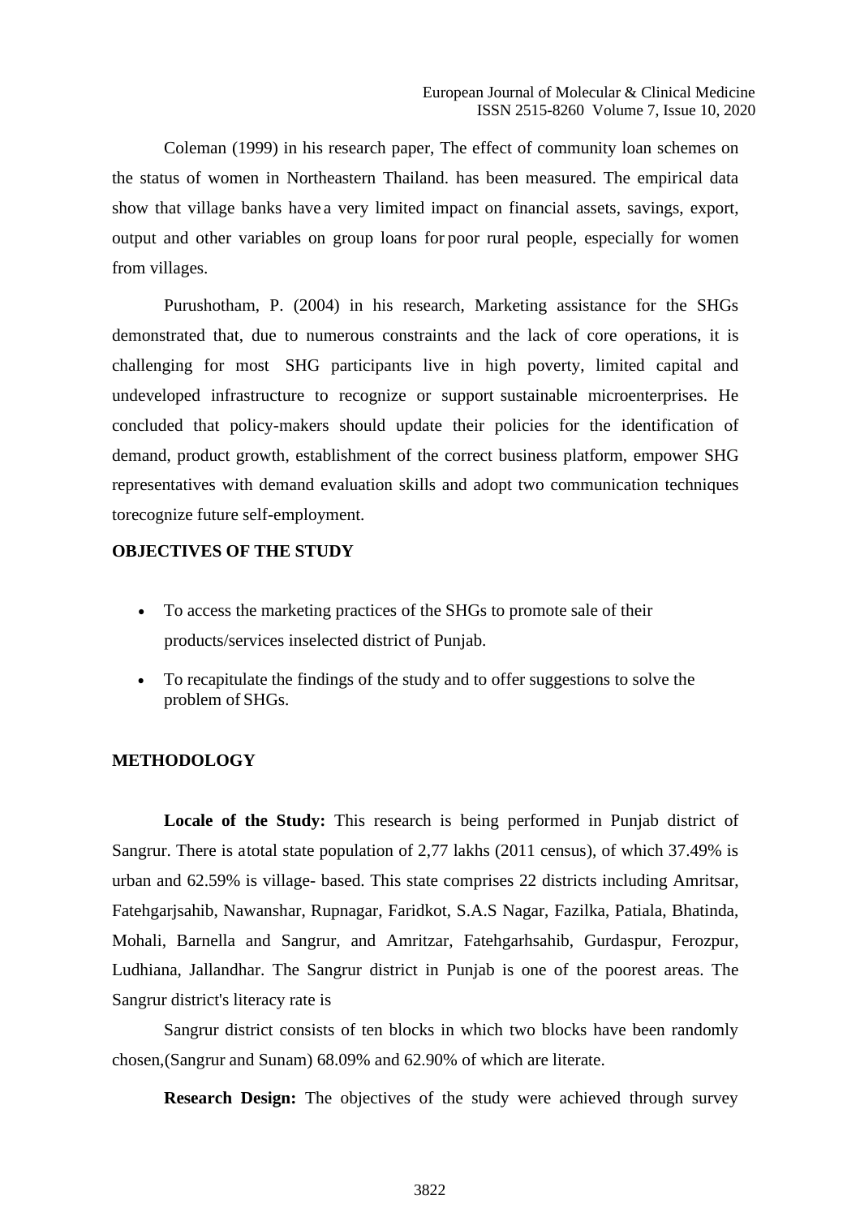Coleman (1999) in his research paper, The effect of community loan schemes on the status of women in Northeastern Thailand. has been measured. The empirical data show that village banks have a very limited impact on financial assets, savings, export, output and other variables on group loans for poor rural people, especially for women from villages.

Purushotham, P. (2004) in his research, Marketing assistance for the SHGs demonstrated that, due to numerous constraints and the lack of core operations, it is challenging for most SHG participants live in high poverty, limited capital and undeveloped infrastructure to recognize or support sustainable microenterprises. He concluded that policy-makers should update their policies for the identification of demand, product growth, establishment of the correct business platform, empower SHG representatives with demand evaluation skills and adopt two communication techniques torecognize future self-employment.

## OBJECTIVES OF THE STUDY

- To access the marketing practices of the SHGs to promote sale of their products/services inselected district of Punjab.
- To recapitulate the findings of the study and to offer suggestions to solve the problem of SHGs.

## METHODOLOGY

**Locale of the Study:** This research is being performed in Punjab district of Sangrur. There is atotal state population of 2,77 lakhs (2011 census), of which 37.49% is urban and 62.59% is village- based. This state comprises 22 districts including Amritsar, Fatehgarjsahib, Nawanshar, Rupnagar, Faridkot, S.A.S Nagar, Fazilka, Patiala, Bhatinda, Mohali, Barnella and Sangrur, and Amritzar, Fatehgarhsahib, Gurdaspur, Ferozpur, Ludhiana, Jallandhar. The Sangrur district in Punjab is one of the poorest areas. The Sangrur district's literacy rate is

Sangrur district consists of ten blocks in which two blocks have been randomly chosen,(Sangrur and Sunam) 68.09% and 62.90% of which are literate.

**Research Design:** The objectives of the study were achieved through survey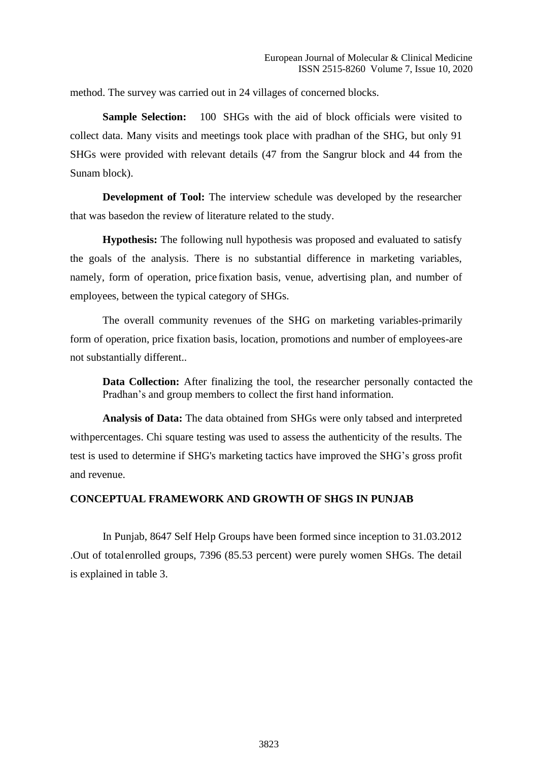method. The survey was carried out in 24 villages of concerned blocks.

**Sample Selection:** 100 SHGs with the aid of block officials were visited to collect data. Many visits and meetings took place with pradhan of the SHG, but only 91 SHGs were provided with relevant details (47 from the Sangrur block and 44 from the Sunam block).

**Development of Tool:** The interview schedule was developed by the researcher that was basedon the review of literature related to the study.

**Hypothesis:** The following null hypothesis was proposed and evaluated to satisfy the goals of the analysis. There is no substantial difference in marketing variables, namely, form of operation, price fixation basis, venue, advertising plan, and number of employees, between the typical category of SHGs.

The overall community revenues of the SHG on marketing variables-primarily form of operation, price fixation basis, location, promotions and number of employees-are not substantially different..

**Data Collection:** After finalizing the tool, the researcher personally contacted the Pradhan's and group members to collect the first hand information.

**Analysis of Data:** The data obtained from SHGs were only tabsed and interpreted withpercentages. Chi square testing was used to assess the authenticity of the results. The test is used to determine if SHG's marketing tactics have improved the SHG's gross profit and revenue.

## CONCEPTUAL FRAMEWORK AND GROWTH OF SHGS IN PUNJAB

In Punjab, 8647 Self Help Groups have been formed since inception to 31.03.2012 .Out of totalenrolled groups, 7396 (85.53 percent) were purely women SHGs. The detail is explained in table 3.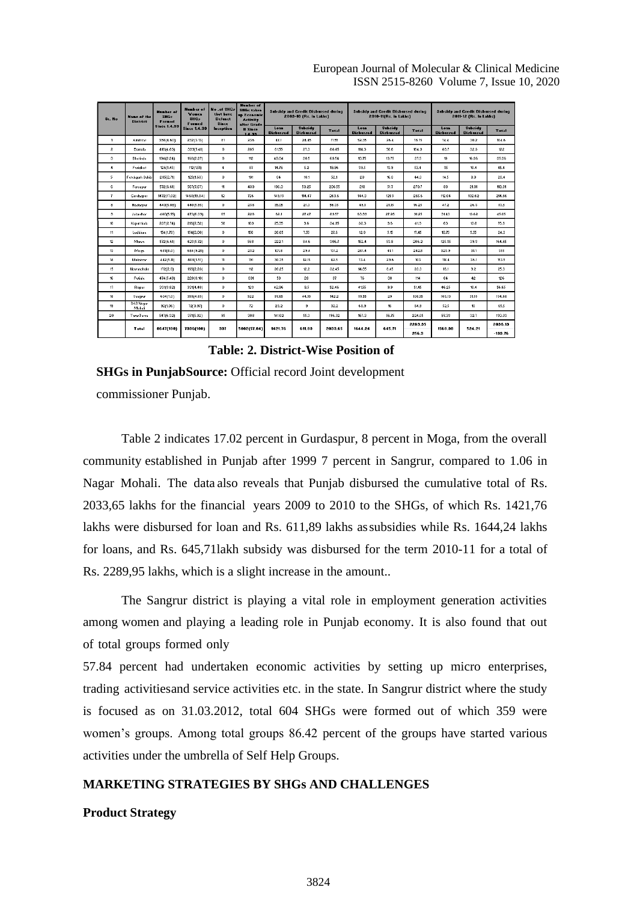| Sr. No | Name of the District | Number of SHGs Formed Since 1.4.99 | Number of Women SHGs Formed Since 1.4.99 | No. of SHGs that have Defunct Since Inception | Number of SHGs taken up Economic Activity after Grade II Since 1.4.99 | Subsidy and Credit Disbursed during 2009-10 (Rs. in Lakhs) | | | Subsidy and Credit Disbursed during 2010-11(Rs. in Lakhs) | | | Subsidy and Credit Disbursed during 2011-12 (Rs. in Lakhs) | | |
|---|---|---|---|---|---|---|---|---|---|---|---|---|---|---|
| | | | | | | Loan Disbursed | Subsidy Disbursed | Total | Loan Disbursed | Subsidy Disbursed | Total | Loan Disbursed | Subsidy Disbursed | Total |
| 1 | Amritsar | 356(4.60) | 232(3.15) | 81 | 256 | 47.1 | 24.45 | 71.55 | 52.75 | 26.4 | 79.15 | 74.4 | 30.2 | 104.6 |
| 2 | Barnala | 410(4.83) | 303(4.41) | 0 | 205 | 61.55 | 27.3 | 88.85 | 114.3 | 50.6 | 164.9 | 89.7 | 32.3 | 122 |
| 3 | Bhatinda | 194(2.24) | 160(2.27) | 0 | 112 | 48.04 | 20.5 | 68.54 | 13.75 | 13.75 | 27.5 | 19 | 16.06 | 35.06 |
| 4 | Faridkot | 126(1.45) | 112(1.51) | 4 | 87 | 14.76 | 5.2 | 19.96 | 39.5 | 13.9 | 53.4 | 35 | 10.4 | 45.4 |
| 5 | Fatehgarh Sahib | 235(2.71) | 125(1.69) | 0 | 191 | 34 | 18.1 | 52.1 | 28 | 16.3 | 44.3 | 14.5 | 8.9 | 23.4 |
| 6 | Ferozepur | 572(6.61) | 561(7.61) | 11 | 409 | 186.3 | 50.25 | 236.55 | 218 | 51.7 | 270.7 | 88 | 21.81 | 110.81 |
| 7 | Gurdaspur | 1472(17.02) | 1456(19.84) | 12 | 726 | 149.19 | 114.47 | 263.6 | 144.3 | 121.3 | 265.6 | 112.04 | 102.52 | 214.56 |
| 8 | Hoshiarpur | 440(5.08) | 440(5.95) | 0 | 288 | 35.05 | 21.3 | 56.35 | 49.1 | 27.15 | 76.25 | 47.2 | 26.3 | 73.5 |
| 9 | Jalandhar | 480(5.55) | 473(6.39) | 65 | 325 | 58.1 | 27.47 | 85.57 | 53.30 | 27.95 | 81.25 | 34.43 | 13.62 | 48.05 |
| 10 | Kapurthala | 237(2.74) | 210(2.82) | 50 | 100 | 25.35 | 9.6 | 34.95 | 32.3 | 9.6 | 41.9 | 63 | 13.0 | 76.0 |
| 11 | Ludhiana | 154(1.78) | 154(2.08) | 0 | 130 | 20.05 | 7.55 | 27.6 | 12.9 | 5.15 | 11.45 | 18.75 | 5.55 | 24.3 |
| 12 | Mansa | 572(6.61) | 429(5.72) | 0 | 558 | 222.1 | 84.6 | 306.7 | 152.4 | 53.8 | 206.2 | 125.85 | 38.8 | 164.65 |
| 13 | Moga | 697(8.0) | 684(9.25) | 0 | 282 | 101.8 | 29.4 | 131.2 | 201.4 | 41.1 | 242.5 | 323.9 | 31.1 | 355 |
| 14 | Muktsar | 443(5.11) | 409(5.51) | 11 | 191 | 30.35 | 12.15 | 42.5 | 13.4 | 23.6 | 10.3 | 117.4 | 36.1 | 153.5 |
| 15 | Nawanshahr | 173(2.0) | 160(2.20) | 0 | 112 | 20.25 | 12.2 | 32.45 | 14.55 | 8.45 | 23.3 | 16.1 | 9.2 | 25.3 |
| 16 | Patiala | 474(5.48) | 229(3.10) | 0 | 301 | 59 | 28 | 87 | 76 | 38 | 114 | 84 | 42 | 126 |
| 17 | Ropar | 331(3.82) | 321(4.48) | 0 | 123 | 42.96 | 9.5 | 52.46 | 41.55 | 9.9 | 51.45 | 46.25 | 10.4 | 56.65 |
| 18 | Sangrur | 604(7.0) | 359(4.85) | 0 | 522 | 97.85 | 44.35 | 142.2 | 79.55 | 29 | 108.55 | 103.13 | 31.55 | 134.68 |
| 19 | SAS Nagar Mohali | 92(1.06) | 72(0.97) | 0 | 72 | 23.2 | 9 | 32.2 | 68.9 | 16 | 84.9 | 52.5 | 10 | 62.5 |
| 20 | TaranTaran | 541(6.32) | 371(5.02) | 95 | 308 | 141.02 | 55.3 | 196.32 | 161.3 | 56.75 | 224.05 | 97.39 | 32.1 | 130.09 |
| | Total | 8647(100) | 7396(100) | 337 | 5002(57.84) | 1421.76 | 611.89 | 2033.65 | 1644.24 | 645.71 | 2283.95 256.9 | 1560.90 | 524.21 | 2035.19 -188.76 |

**Table: 2. District-Wise Position of SHGs in Punjab Source:** Official record Joint development commissioner Punjab.

Table 2 indicates 17.02 percent in Gurdaspur, 8 percent in Moga, from the overall community established in Punjab after 1999 7 percent in Sangrur, compared to 1.06 in Nagar Mohali. The data also reveals that Punjab disbursed the cumulative total of Rs. 2033,65 lakhs for the financial years 2009 to 2010 to the SHGs, of which Rs. 1421,76 lakhs were disbursed for loan and Rs. 611,89 lakhs as subsidies while Rs. 1644,24 lakhs for loans, and Rs. 645,71lakh subsidy was disbursed for the term 2010-11 for a total of Rs. 2289,95 lakhs, which is a slight increase in the amount..

The Sangrur district is playing a vital role in employment generation activities among women and playing a leading role in Punjab economy. It is also found that out of total groups formed only

57.84 percent had undertaken economic activities by setting up micro enterprises, trading activitiesand service activities etc. in the state. In Sangrur district where the study is focused as on 31.03.2012, total 604 SHGs were formed out of which 359 were women's groups. Among total groups 86.42 percent of the groups have started various activities under the umbrella of Self Help Groups.

## MARKETING STRATEGIES BY SHGs AND CHALLENGES

### Product Strategy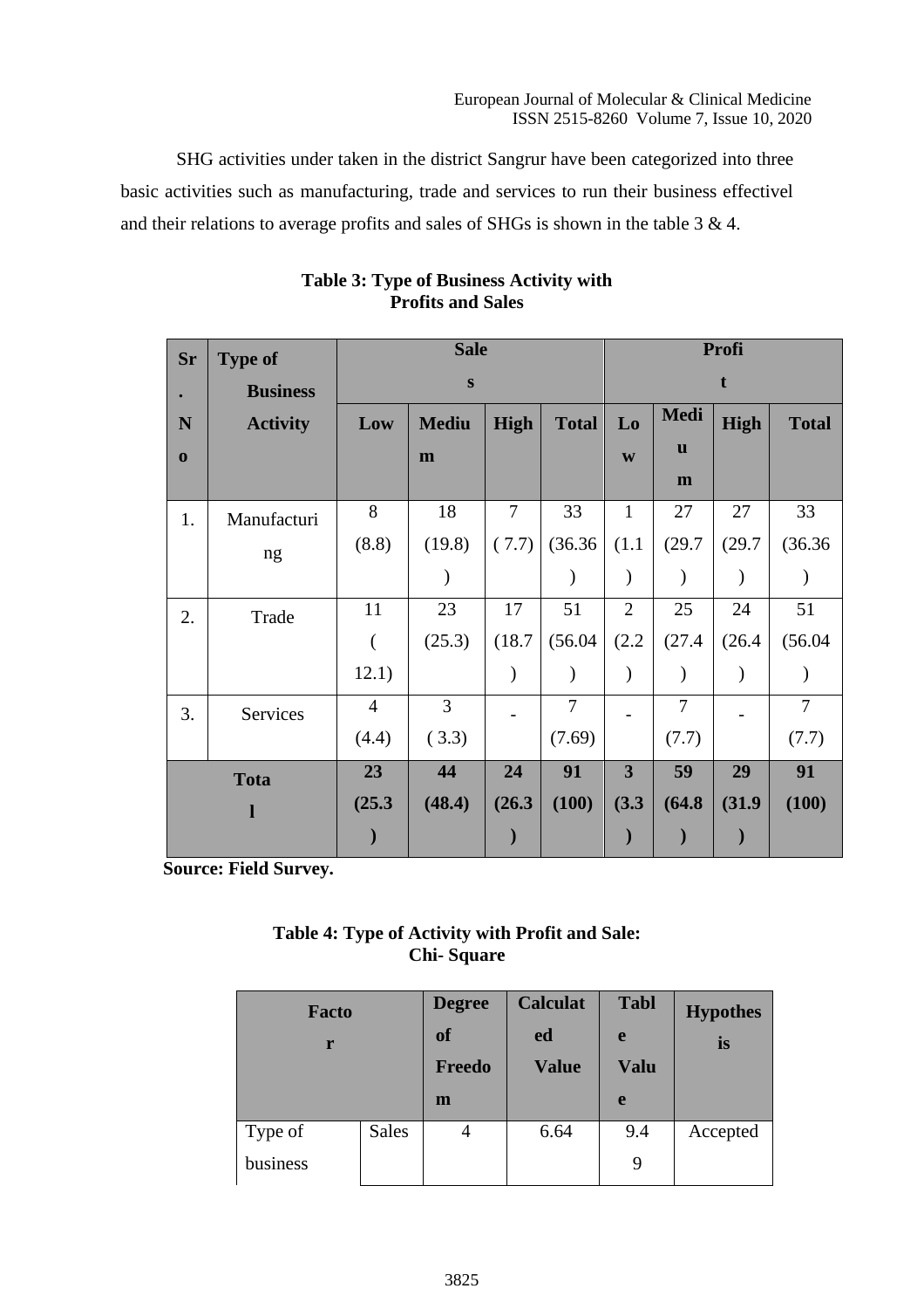SHG activities under taken in the district Sangrur have been categorized into three basic activities such as manufacturing, trade and services to run their business effectivel and their relations to average profits and sales of SHGs is shown in the table 3 & 4.

**Table 3: Type of Business Activity with Profits and Sales**

| Sr. No | Type of Business Activity | Sales | | | | Profit | | | |
|---|---|---|---|---|---|---|---|---|---|
| | | Low | Medium | High | Total | Low | Medium | High | Total |
| 1. | Manufacturing | 8 (8.8) | 18 (19.8) | 7 ( 7.7) | 33 (36.36) | 1 (1.1) | 27 (29.7) | 27 (29.7) | 33 (36.36) |
| 2. | Trade | 11 ( 12.1) | 23 (25.3) | 17 (18.7) | 51 (56.04) | 2 (2.2) | 25 (27.4) | 24 (26.4) | 51 (56.04) |
| 3. | Services | 4 (4.4) | 3 ( 3.3) | - | 7 (7.69) | - | 7 (7.7) | - | 7 (7.7) |
| **Total** | | **23 (25.3)** | **44 (48.4)** | **24 (26.3)** | **91 (100)** | **3 (3.3)** | **59 (64.8)** | **29 (31.9)** | **91 (100)** |

**Source: Field Survey.**

**Table 4: Type of Activity with Profit and Sale: Chi- Square**

| Factor | | Degree of Freedom | Calculated Value | Table Value | Hypothesis |
|---|---|---|---|---|---|
| Type of business | Sales | 4 | 6.64 | 9.49 | Accepted |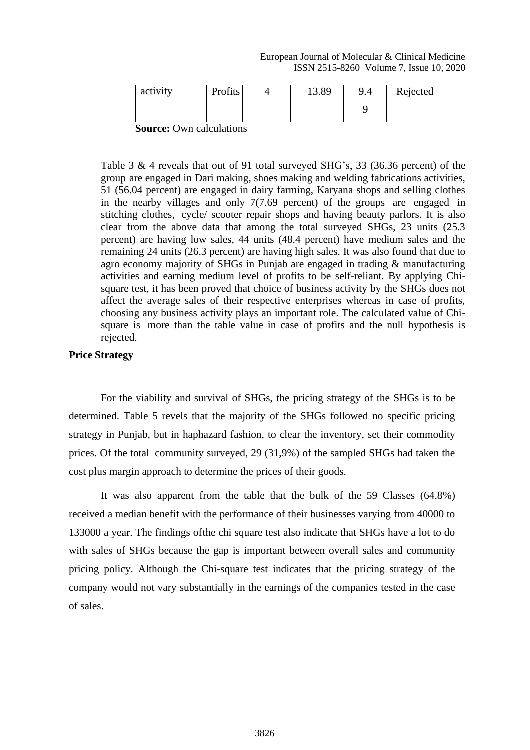| activity | Profits | 4 | 13.89 | 9.49 | Rejected |
|---|---|---|---|---|---|

**Source:** Own calculations

Table 3 & 4 reveals that out of 91 total surveyed SHG's, 33 (36.36 percent) of the group are engaged in Dari making, shoes making and welding fabrications activities, 51 (56.04 percent) are engaged in dairy farming, Karyana shops and selling clothes in the nearby villages and only 7(7.69 percent) of the groups are engaged in stitching clothes, cycle/ scooter repair shops and having beauty parlors. It is also clear from the above data that among the total surveyed SHGs, 23 units (25.3 percent) are having low sales, 44 units (48.4 percent) have medium sales and the remaining 24 units (26.3 percent) are having high sales. It was also found that due to agro economy majority of SHGs in Punjab are engaged in trading & manufacturing activities and earning medium level of profits to be self-reliant. By applying Chi-square test, it has been proved that choice of business activity by the SHGs does not affect the average sales of their respective enterprises whereas in case of profits, choosing any business activity plays an important role. The calculated value of Chi-square is more than the table value in case of profits and the null hypothesis is rejected.

**Price Strategy**

For the viability and survival of SHGs, the pricing strategy of the SHGs is to be determined. Table 5 revels that the majority of the SHGs followed no specific pricing strategy in Punjab, but in haphazard fashion, to clear the inventory, set their commodity prices. Of the total community surveyed, 29 (31,9%) of the sampled SHGs had taken the cost plus margin approach to determine the prices of their goods.

It was also apparent from the table that the bulk of the 59 Classes (64.8%) received a median benefit with the performance of their businesses varying from 40000 to 133000 a year. The findings ofthe chi square test also indicate that SHGs have a lot to do with sales of SHGs because the gap is important between overall sales and community pricing policy. Although the Chi-square test indicates that the pricing strategy of the company would not vary substantially in the earnings of the companies tested in the case of sales.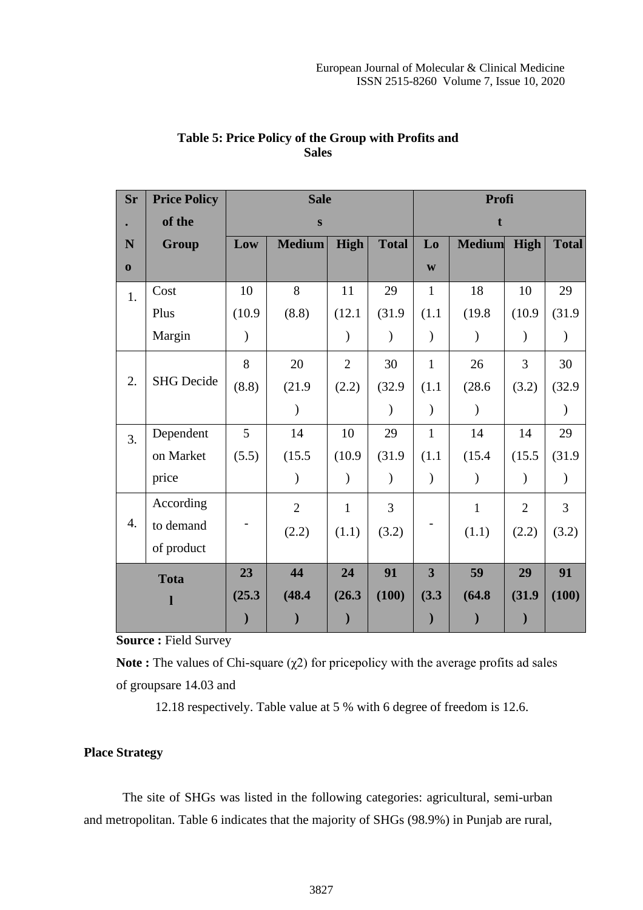**Table 5: Price Policy of the Group with Profits and Sales**

| Sr. No | Price Policy of the Group | Sales | | | | Profit | | | |
|---|---|---|---|---|---|---|---|---|---|
| | | Low | Medium | High | Total | Low | Medium | High | Total |
| 1. | Cost Plus Margin | 10 (10.9) | 8 (8.8) | 11 (12.1) | 29 (31.9) | 1 (1.1) | 18 (19.8) | 10 (10.9) | 29 (31.9) |
| 2. | SHG Decide | 8 (8.8) | 20 (21.9) | 2 (2.2) | 30 (32.9) | 1 (1.1) | 26 (28.6) | 3 (3.2) | 30 (32.9) |
| 3. | Dependent on Market price | 5 (5.5) | 14 (15.5) | 10 (10.9) | 29 (31.9) | 1 (1.1) | 14 (15.4) | 14 (15.5) | 29 (31.9) |
| 4. | According to demand of product | - | 2 (2.2) | 1 (1.1) | 3 (3.2) | - | 1 (1.1) | 2 (2.2) | 3 (3.2) |
| **Total** | | **23 (25.3)** | **44 (48.4)** | **24 (26.3)** | **91 (100)** | **3 (3.3)** | **59 (64.8)** | **29 (31.9)** | **91 (100)** |

**Source :** Field Survey

**Note :** The values of Chi-square ($\chi 2$) for pricepolicy with the average profits ad sales of groupsare 14.03 and 12.18 respectively. Table value at 5 % with 6 degree of freedom is 12.6.

**Place Strategy**

The site of SHGs was listed in the following categories: agricultural, semi-urban and metropolitan. Table 6 indicates that the majority of SHGs (98.9%) in Punjab are rural,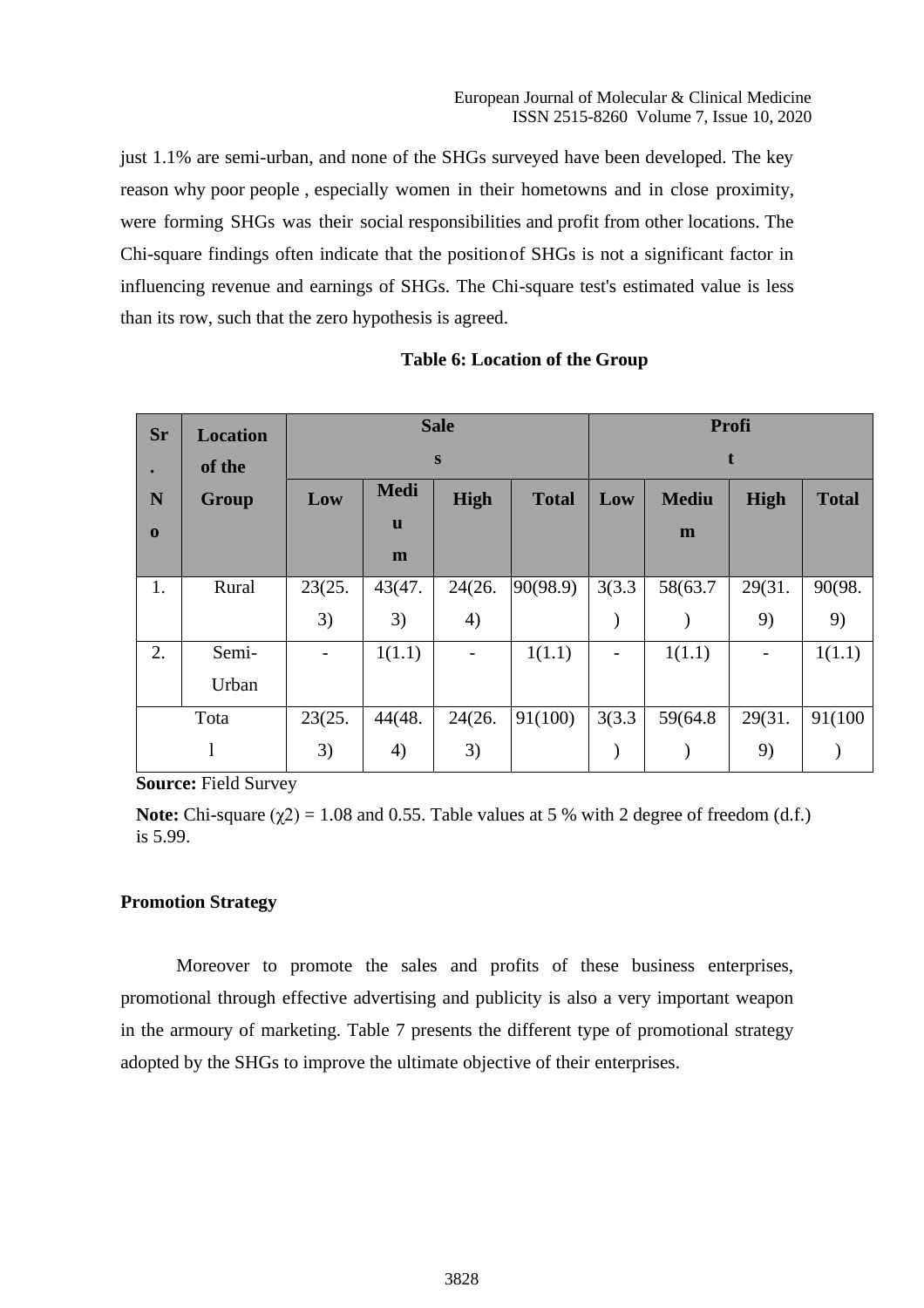just 1.1% are semi-urban, and none of the SHGs surveyed have been developed. The key reason why poor people , especially women in their hometowns and in close proximity, were forming SHGs was their social responsibilities and profit from other locations. The Chi-square findings often indicate that the position of SHGs is not a significant factor in influencing revenue and earnings of SHGs. The Chi-square test's estimated value is less than its row, such that the zero hypothesis is agreed.

**Table 6: Location of the Group**

| Sr. No | Location of the Group | Sales | | | | Profit | | | |
|---|---|---|---|---|---|---|---|---|---|
| | | Low | Medium | High | Total | Low | Medium | High | Total |
| 1. | Rural | 23(25.3) | 43(47.3) | 24(26.4) | 90(98.9) | 3(3.3) | 58(63.7) | 29(31.9) | 90(98.9) |
| 2. | Semi-Urban | - | 1(1.1) | - | 1(1.1) | - | 1(1.1) | - | 1(1.1) |
| Total | | 23(25.3) | 44(48.4) | 24(26.3) | 91(100) | 3(3.3) | 59(64.8) | 29(31.9) | 91(100) |

**Source:** Field Survey

**Note:** Chi-square ($\chi 2$) = 1.08 and 0.55. Table values at 5 % with 2 degree of freedom (d.f.) is 5.99.

**Promotion Strategy**

Moreover to promote the sales and profits of these business enterprises, promotional through effective advertising and publicity is also a very important weapon in the armoury of marketing. Table 7 presents the different type of promotional strategy adopted by the SHGs to improve the ultimate objective of their enterprises.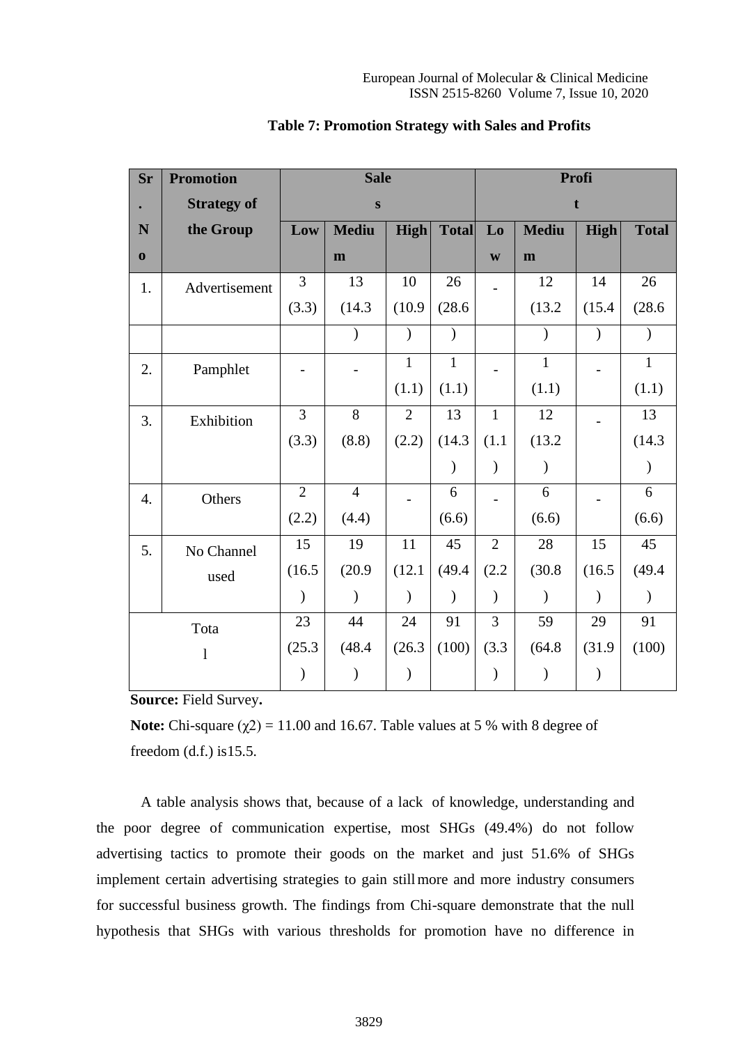**Table 7: Promotion Strategy with Sales and Profits**

| Sr. No | Promotion Strategy of the Group | Sales | | | | Profit | | | |
|---|---|---|---|---|---|---|---|---|---|
| | | Low | Medium | High | Total | Low | Medium | High | Total |
| 1. | Advertisement | 3 (3.3) | 13 (14.3) | 10 (10.9) | 26 (28.6) | - | 12 (13.2) | 14 (15.4) | 26 (28.6) |
| 2. | Pamphlet | - | - | 1 (1.1) | 1 (1.1) | - | 1 (1.1) | - | 1 (1.1) |
| 3. | Exhibition | 3 (3.3) | 8 (8.8) | 2 (2.2) | 13 (14.3) | 1 (1.1) | 12 (13.2) | - | 13 (14.3) |
| 4. | Others | 2 (2.2) | 4 (4.4) | - | 6 (6.6) | - | 6 (6.6) | - | 6 (6.6) |
| 5. | No Channel used | 15 (16.5) | 19 (20.9) | 11 (12.1) | 45 (49.4) | 2 (2.2) | 28 (30.8) | 15 (16.5) | 45 (49.4) |
| Total | | 23 (25.3) | 44 (48.4) | 24 (26.3) | 91 (100) | 3 (3.3) | 59 (64.8) | 29 (31.9) | 91 (100) |

**Source:** Field Survey**.**

**Note:** Chi-square ($\chi2$) = 11.00 and 16.67. Table values at 5 % with 8 degree of freedom (d.f.) is15.5.

A table analysis shows that, because of a lack of knowledge, understanding and the poor degree of communication expertise, most SHGs (49.4%) do not follow advertising tactics to promote their goods on the market and just 51.6% of SHGs implement certain advertising strategies to gain still more and more industry consumers for successful business growth. The findings from Chi-square demonstrate that the null hypothesis that SHGs with various thresholds for promotion have no difference in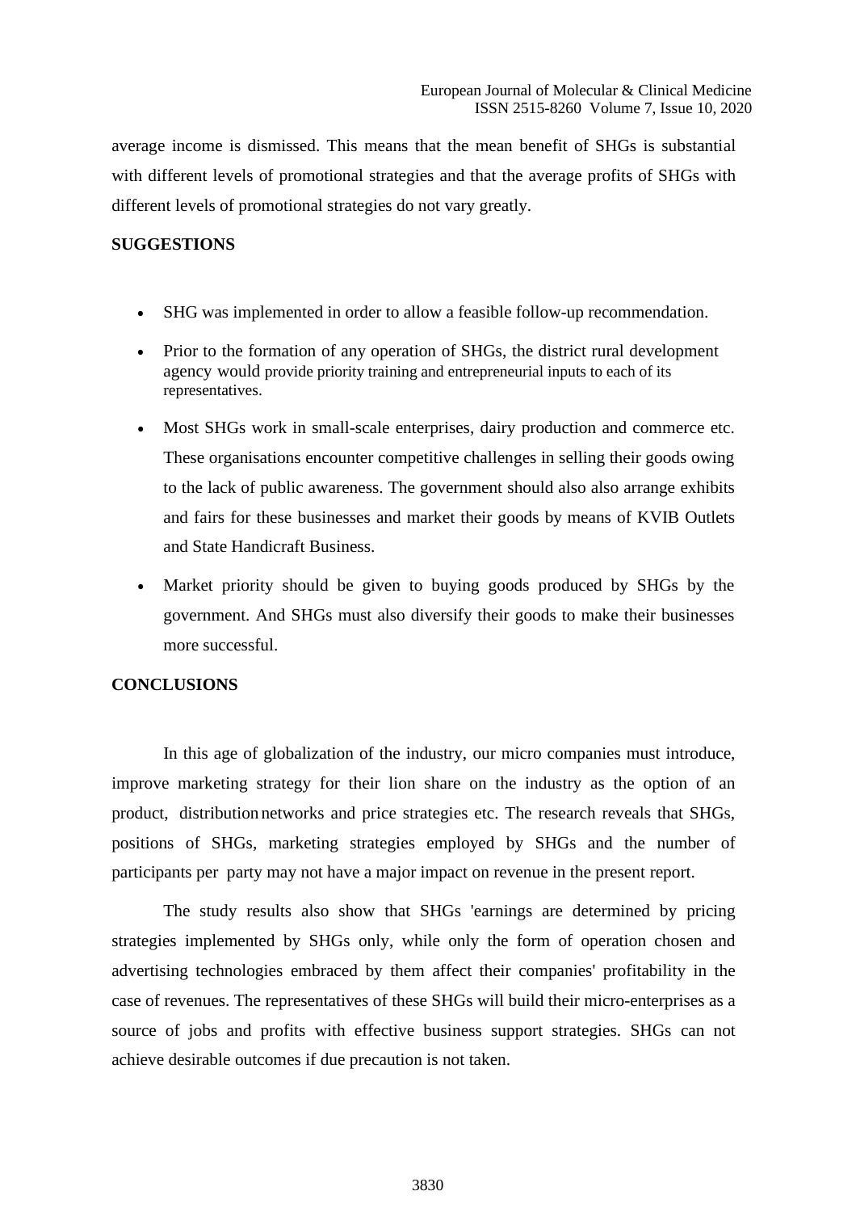average income is dismissed. This means that the mean benefit of SHGs is substantial with different levels of promotional strategies and that the average profits of SHGs with different levels of promotional strategies do not vary greatly.

## SUGGESTIONS

- SHG was implemented in order to allow a feasible follow-up recommendation.
- Prior to the formation of any operation of SHGs, the district rural development agency would provide priority training and entrepreneurial inputs to each of its representatives.
- Most SHGs work in small-scale enterprises, dairy production and commerce etc. These organisations encounter competitive challenges in selling their goods owing to the lack of public awareness. The government should also also arrange exhibits and fairs for these businesses and market their goods by means of KVIB Outlets and State Handicraft Business.
- Market priority should be given to buying goods produced by SHGs by the government. And SHGs must also diversify their goods to make their businesses more successful.

## CONCLUSIONS

In this age of globalization of the industry, our micro companies must introduce, improve marketing strategy for their lion share on the industry as the option of an product, distribution networks and price strategies etc. The research reveals that SHGs, positions of SHGs, marketing strategies employed by SHGs and the number of participants per party may not have a major impact on revenue in the present report.

The study results also show that SHGs 'earnings are determined by pricing strategies implemented by SHGs only, while only the form of operation chosen and advertising technologies embraced by them affect their companies' profitability in the case of revenues. The representatives of these SHGs will build their micro-enterprises as a source of jobs and profits with effective business support strategies. SHGs can not achieve desirable outcomes if due precaution is not taken.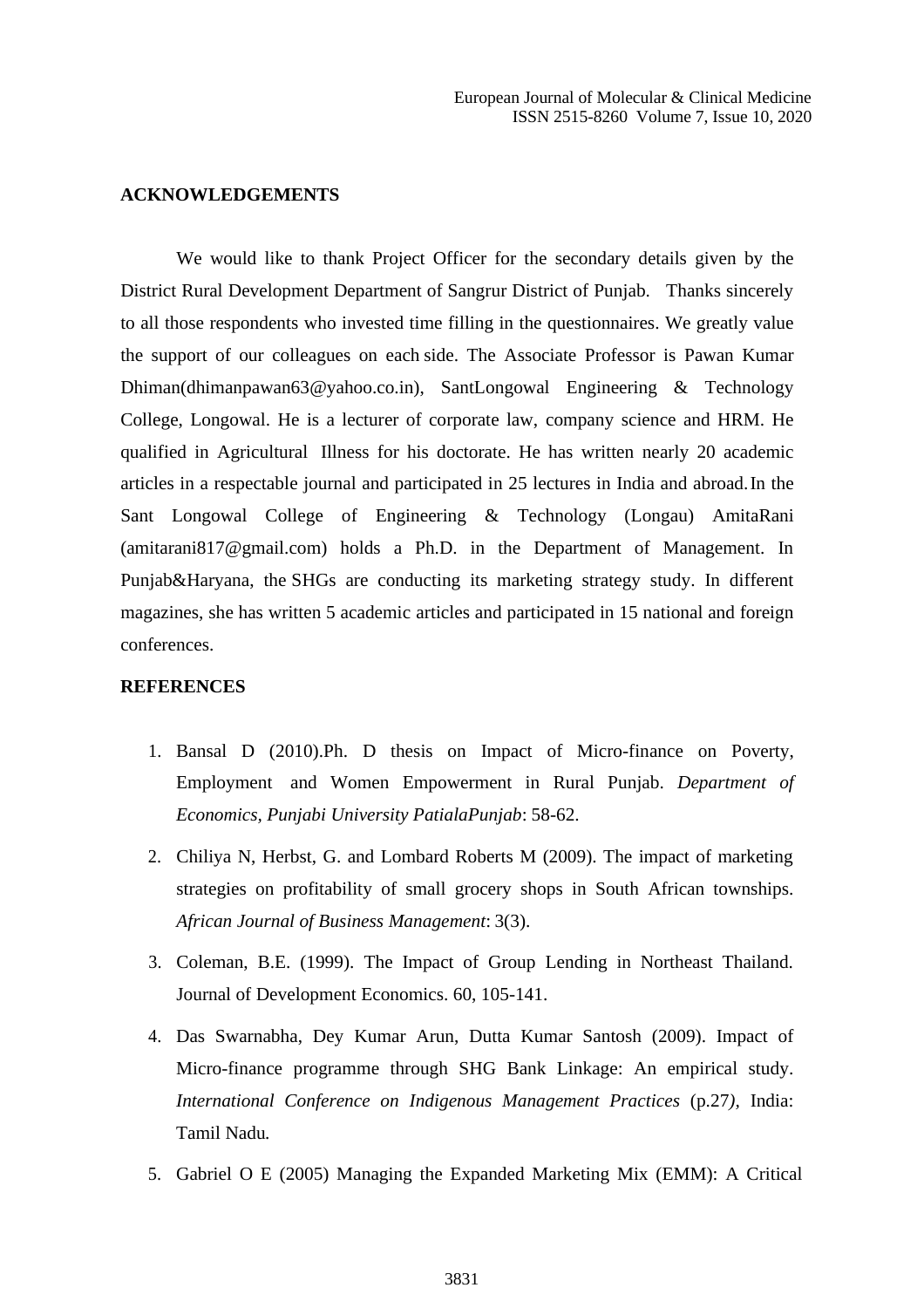## ACKNOWLEDGEMENTS

We would like to thank Project Officer for the secondary details given by the District Rural Development Department of Sangrur District of Punjab. Thanks sincerely to all those respondents who invested time filling in the questionnaires. We greatly value the support of our colleagues on each side. The Associate Professor is Pawan Kumar Dhiman(dhimanpawan63@yahoo.co.in), SantLongowal Engineering & Technology College, Longowal. He is a lecturer of corporate law, company science and HRM. He qualified in Agricultural Illness for his doctorate. He has written nearly 20 academic articles in a respectable journal and participated in 25 lectures in India and abroad. In the Sant Longowal College of Engineering & Technology (Longau) AmitaRani (amitarani817@gmail.com) holds a Ph.D. in the Department of Management. In Punjab&Haryana, the SHGs are conducting its marketing strategy study. In different magazines, she has written 5 academic articles and participated in 15 national and foreign conferences.

## REFERENCES

1. Bansal D (2010).Ph. D thesis on Impact of Micro-finance on Poverty, Employment and Women Empowerment in Rural Punjab. *Department of Economics, Punjabi University PatialaPunjab*: 58-62.
2. Chiliya N, Herbst, G. and Lombard Roberts M (2009). The impact of marketing strategies on profitability of small grocery shops in South African townships. *African Journal of Business Management*: 3(3).
3. Coleman, B.E. (1999). The Impact of Group Lending in Northeast Thailand. Journal of Development Economics. 60, 105-141.
4. Das Swarnabha, Dey Kumar Arun, Dutta Kumar Santosh (2009). Impact of Micro-finance programme through SHG Bank Linkage: An empirical study. *International Conference on Indigenous Management Practices* (p.27*)*, India: Tamil Nadu*.*
5. Gabriel O E (2005) Managing the Expanded Marketing Mix (EMM): A Critical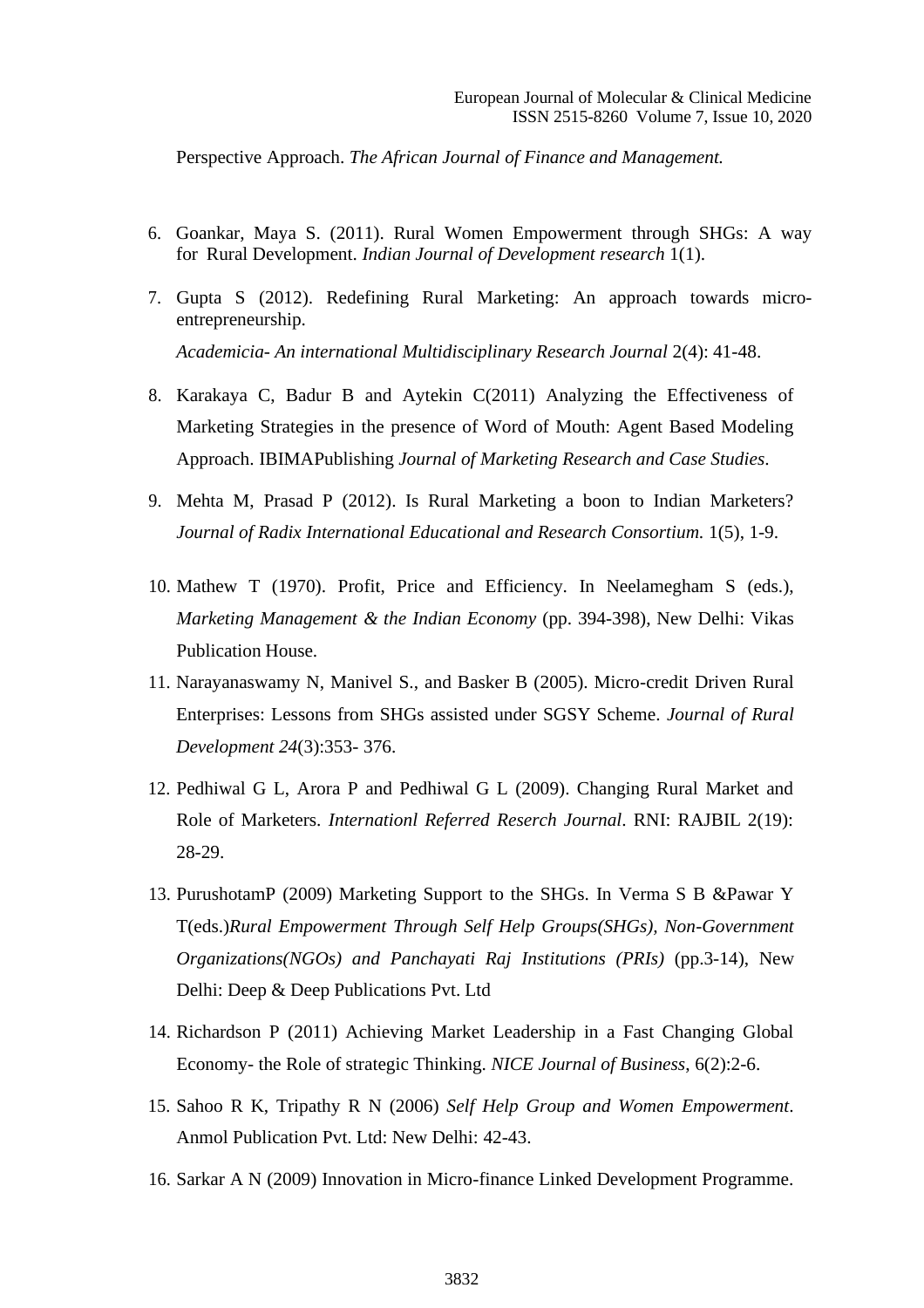Perspective Approach. *The African Journal of Finance and Management.*

6. Goankar, Maya S. (2011). Rural Women Empowerment through SHGs: A way for Rural Development. *Indian Journal of Development research* 1(1).

7. Gupta S (2012). Redefining Rural Marketing: An approach towards micro-entrepreneurship.
   *Academicia- An international Multidisciplinary Research Journal* 2(4): 41-48.

8. Karakaya C, Badur B and Aytekin C(2011) Analyzing the Effectiveness of Marketing Strategies in the presence of Word of Mouth: Agent Based Modeling Approach. IBIMAPublishing *Journal of Marketing Research and Case Studies*.

9. Mehta M, Prasad P (2012). Is Rural Marketing a boon to Indian Marketers? *Journal of Radix International Educational and Research Consortium.* 1(5), 1-9.

10. Mathew T (1970). Profit, Price and Efficiency. In Neelamegham S (eds.), *Marketing Management & the Indian Economy* (pp. 394-398), New Delhi: Vikas Publication House.

11. Narayanaswamy N, Manivel S., and Basker B (2005). Micro-credit Driven Rural Enterprises: Lessons from SHGs assisted under SGSY Scheme. *Journal of Rural Development 24*(3):353- 376.

12. Pedhiwal G L, Arora P and Pedhiwal G L (2009). Changing Rural Market and Role of Marketers. *Internationl Referred Reserch Journal*. RNI: RAJBIL 2(19): 28-29.

13. PurushotamP (2009) Marketing Support to the SHGs. In Verma S B &Pawar Y T(eds.)*Rural Empowerment Through Self Help Groups(SHGs), Non-Government Organizations(NGOs) and Panchayati Raj Institutions (PRIs)* (pp.3-14), New Delhi: Deep & Deep Publications Pvt. Ltd

14. Richardson P (2011) Achieving Market Leadership in a Fast Changing Global Economy- the Role of strategic Thinking. *NICE Journal of Business*, 6(2):2-6.

15. Sahoo R K, Tripathy R N (2006) *Self Help Group and Women Empowerment*. Anmol Publication Pvt. Ltd: New Delhi: 42-43.

16. Sarkar A N (2009) Innovation in Micro-finance Linked Development Programme.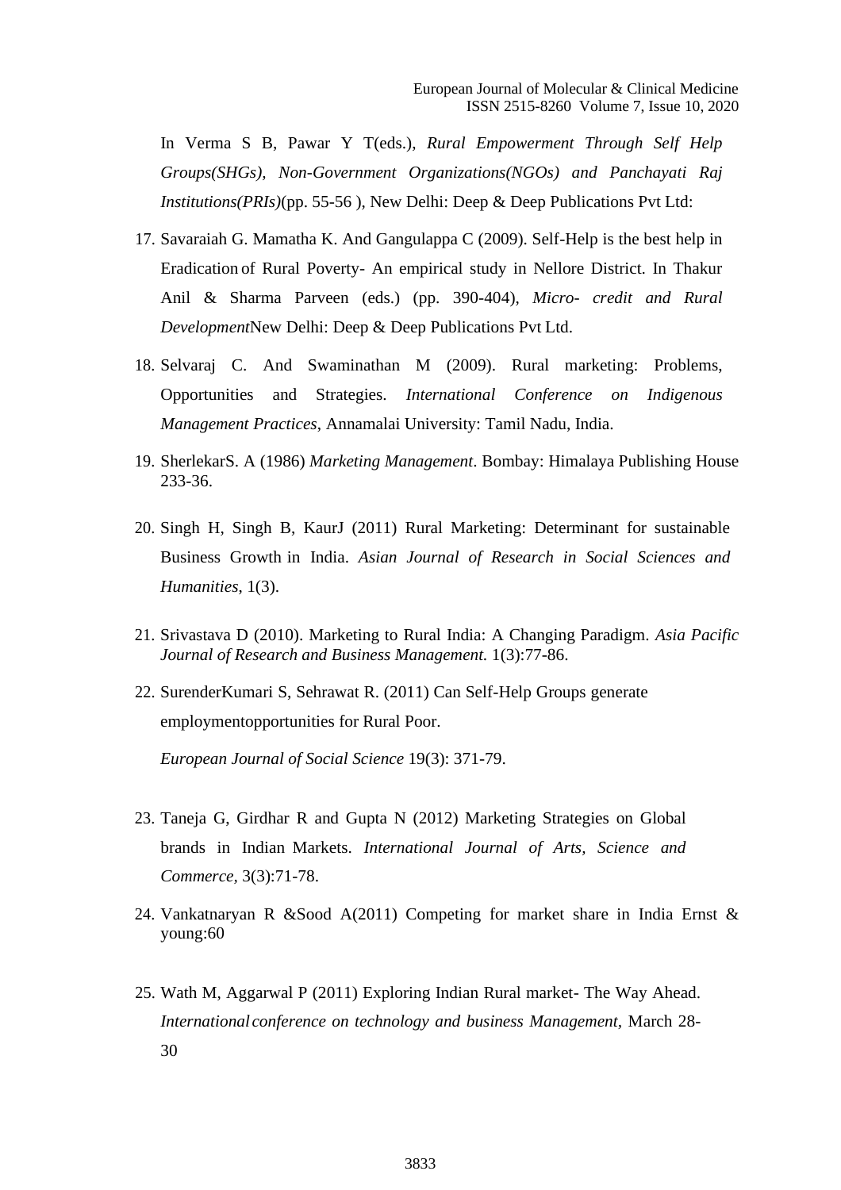In Verma S B, Pawar Y T(eds.), *Rural Empowerment Through Self Help Groups(SHGs), Non-Government Organizations(NGOs) and Panchayati Raj Institutions(PRIs)*(pp. 55-56 ), New Delhi: Deep & Deep Publications Pvt Ltd:

17. Savaraiah G. Mamatha K. And Gangulappa C (2009). Self-Help is the best help in Eradication of Rural Poverty- An empirical study in Nellore District. In Thakur Anil & Sharma Parveen (eds.) (pp. 390-404), *Micro- credit and Rural Development*New Delhi: Deep & Deep Publications Pvt Ltd.

18. Selvaraj C. And Swaminathan M (2009). Rural marketing: Problems, Opportunities and Strategies. *International Conference on Indigenous Management Practices*, Annamalai University: Tamil Nadu, India.

19. SherlekarS. A (1986) *Marketing Management*. Bombay: Himalaya Publishing House 233-36.

20. Singh H, Singh B, KaurJ (2011) Rural Marketing: Determinant for sustainable Business Growth in India. *Asian Journal of Research in Social Sciences and Humanities*, 1(3).

21. Srivastava D (2010). Marketing to Rural India: A Changing Paradigm. *Asia Pacific Journal of Research and Business Management.* 1(3):77-86.

22. SurenderKumari S, Sehrawat R. (2011) Can Self-Help Groups generate employmentopportunities for Rural Poor.

    *European Journal of Social Science* 19(3): 371-79.

23. Taneja G, Girdhar R and Gupta N (2012) Marketing Strategies on Global brands in Indian Markets. *International Journal of Arts, Science and Commerce,* 3(3):71-78.

24. Vankatnaryan R &Sood A(2011) Competing for market share in India Ernst & young:60

25. Wath M, Aggarwal P (2011) Exploring Indian Rural market- The Way Ahead. *International conference on technology and business Management,* March 28-30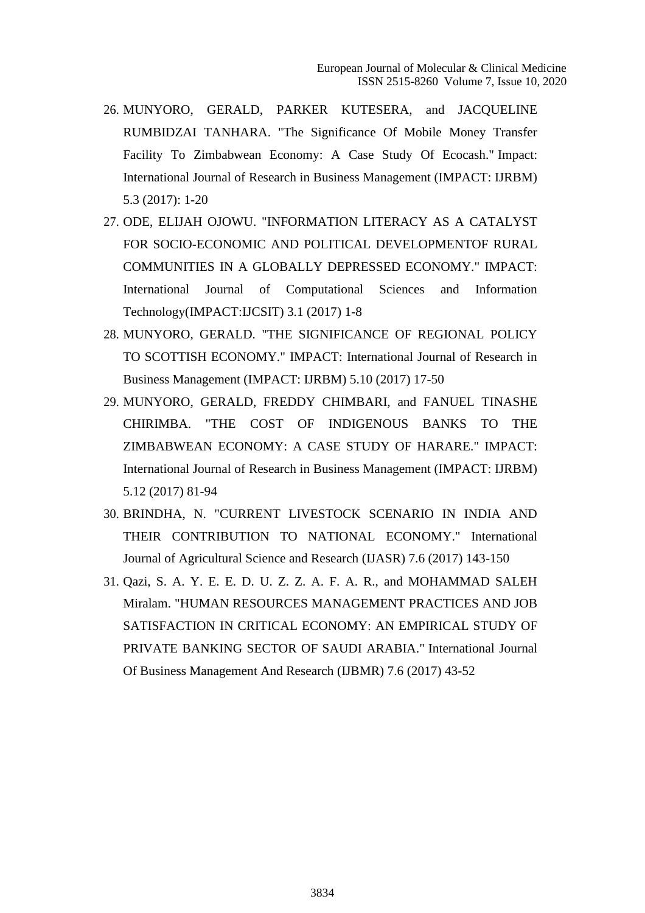26. MUNYORO, GERALD, PARKER KUTESERA, and JACQUELINE RUMBIDZAI TANHARA. "The Significance Of Mobile Money Transfer Facility To Zimbabwean Economy: A Case Study Of Ecocash." Impact: International Journal of Research in Business Management (IMPACT: IJRBM) 5.3 (2017): 1-20
27. ODE, ELIJAH OJOWU. "INFORMATION LITERACY AS A CATALYST FOR SOCIO-ECONOMIC AND POLITICAL DEVELOPMENTOF RURAL COMMUNITIES IN A GLOBALLY DEPRESSED ECONOMY." IMPACT: International Journal of Computational Sciences and Information Technology(IMPACT:IJCSIT) 3.1 (2017) 1-8
28. MUNYORO, GERALD. "THE SIGNIFICANCE OF REGIONAL POLICY TO SCOTTISH ECONOMY." IMPACT: International Journal of Research in Business Management (IMPACT: IJRBM) 5.10 (2017) 17-50
29. MUNYORO, GERALD, FREDDY CHIMBARI, and FANUEL TINASHE CHIRIMBA. "THE COST OF INDIGENOUS BANKS TO THE ZIMBABWEAN ECONOMY: A CASE STUDY OF HARARE." IMPACT: International Journal of Research in Business Management (IMPACT: IJRBM) 5.12 (2017) 81-94
30. BRINDHA, N. "CURRENT LIVESTOCK SCENARIO IN INDIA AND THEIR CONTRIBUTION TO NATIONAL ECONOMY." International Journal of Agricultural Science and Research (IJASR) 7.6 (2017) 143-150
31. Qazi, S. A. Y. E. E. D. U. Z. Z. A. F. A. R., and MOHAMMAD SALEH Miralam. "HUMAN RESOURCES MANAGEMENT PRACTICES AND JOB SATISFACTION IN CRITICAL ECONOMY: AN EMPIRICAL STUDY OF PRIVATE BANKING SECTOR OF SAUDI ARABIA." International Journal Of Business Management And Research (IJBMR) 7.6 (2017) 43-52